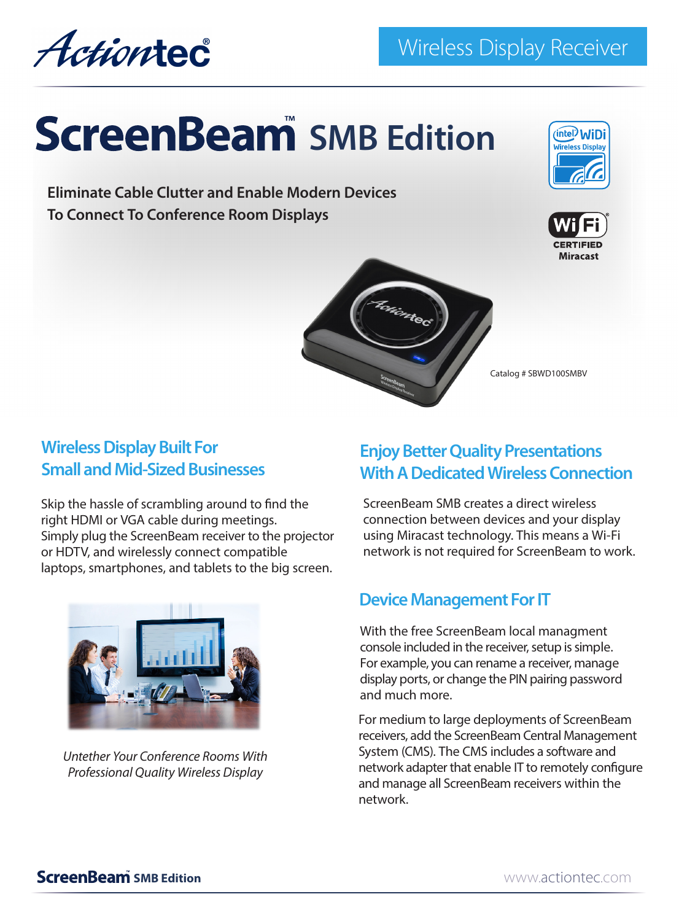Actiontec®

Wireless Display Receiver

# ScreenBeam™ SMB Edition

**Eliminate Cable Clutter and Enable Modern Devices To Connect To Conference Room Displays**

intel WiDi Wireless Display

Wi-Fi CERTIFIED Miracast

Catalog # SBWD100SMBV

## Wireless Display Built For Small and Mid-Sized Businesses

Skip the hassle of scrambling around to find the right HDMI or VGA cable during meetings. Simply plug the ScreenBeam receiver to the projector or HDTV, and wirelessly connect compatible laptops, smartphones, and tablets to the big screen.

*Untether Your Conference Rooms With Professional Quality Wireless Display*

## Enjoy Better Quality Presentations With A Dedicated Wireless Connection

ScreenBeam SMB creates a direct wireless connection between devices and your display using Miracast technology. This means a Wi-Fi network is not required for ScreenBeam to work.

## Device Management For IT

With the free ScreenBeam local managment console included in the receiver, setup is simple. For example, you can rename a receiver, manage display ports, or change the PIN pairing password and much more.

For medium to large deployments of ScreenBeam receivers, add the ScreenBeam Central Management System (CMS). The CMS includes a software and network adapter that enable IT to remotely configure and manage all ScreenBeam receivers within the network.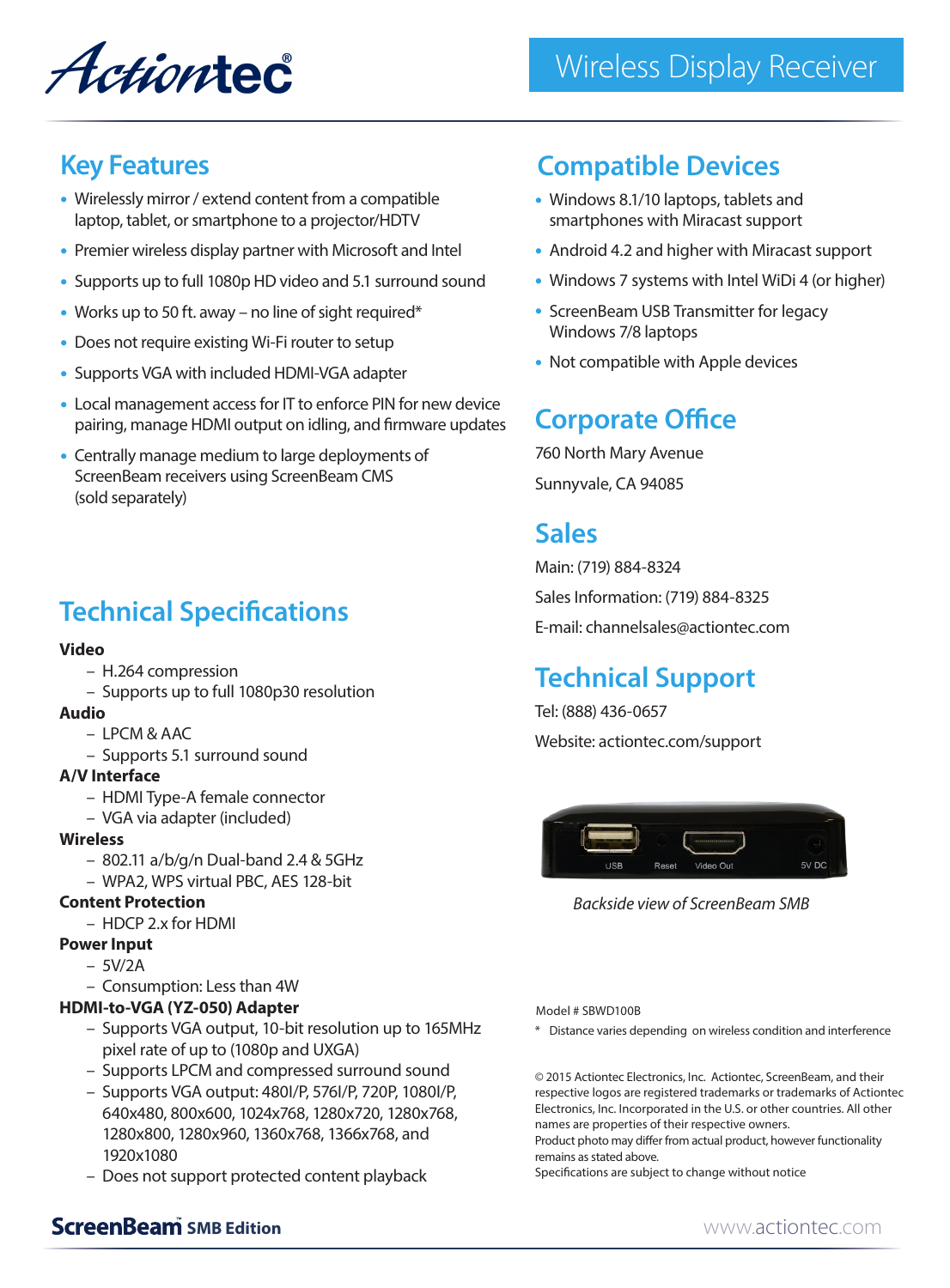# Wireless Display Receiver

## Key Features

- Wirelessly mirror / extend content from a compatible laptop, tablet, or smartphone to a projector/HDTV
- Premier wireless display partner with Microsoft and Intel
- Supports up to full 1080p HD video and 5.1 surround sound
- Works up to 50 ft. away – no line of sight required*
- Does not require existing Wi-Fi router to setup
- Supports VGA with included HDMI-VGA adapter
- Local management access for IT to enforce PIN for new device pairing, manage HDMI output on idling, and firmware updates
- Centrally manage medium to large deployments of ScreenBeam receivers using ScreenBeam CMS (sold separately)

## Technical Specifications

**Video**
- H.264 compression
- Supports up to full 1080p30 resolution

**Audio**
- LPCM & AAC
- Supports 5.1 surround sound

**A/V Interface**
- HDMI Type-A female connector
- VGA via adapter (included)

**Wireless**
- 802.11 a/b/g/n Dual-band 2.4 & 5GHz
- WPA2, WPS virtual PBC, AES 128-bit

**Content Protection**
- HDCP 2.x for HDMI

**Power Input**
- 5V/2A
- Consumption: Less than 4W

**HDMI-to-VGA (YZ-050) Adapter**
- Supports VGA output, 10-bit resolution up to 165MHz pixel rate of up to (1080p and UXGA)
- Supports LPCM and compressed surround sound
- Supports VGA output: 480I/P, 576I/P, 720P, 1080I/P, 640x480, 800x600, 1024x768, 1280x720, 1280x768, 1280x800, 1280x960, 1360x768, 1366x768, and 1920x1080
- Does not support protected content playback

## Compatible Devices

- Windows 8.1/10 laptops, tablets and smartphones with Miracast support
- Android 4.2 and higher with Miracast support
- Windows 7 systems with Intel WiDi 4 (or higher)
- ScreenBeam USB Transmitter for legacy Windows 7/8 laptops
- Not compatible with Apple devices

## Corporate Office

760 North Mary Avenue

Sunnyvale, CA 94085

## Sales

Main: (719) 884-8324

Sales Information: (719) 884-8325

E-mail: channelsales@actiontec.com

## Technical Support

Tel: (888) 436-0657

Website: actiontec.com/support

USB Reset Video Out 5V DC

*Backside view of ScreenBeam SMB*

Model # SBWD100B

\* Distance varies depending on wireless condition and interference

© 2015 Actiontec Electronics, Inc. Actiontec, ScreenBeam, and their respective logos are registered trademarks or trademarks of Actiontec Electronics, Inc. Incorporated in the U.S. or other countries. All other names are properties of their respective owners.
Product photo may differ from actual product, however functionality remains as stated above.
Specifications are subject to change without notice

**ScreenBeam™ SMB Edition**

www.actiontec.com